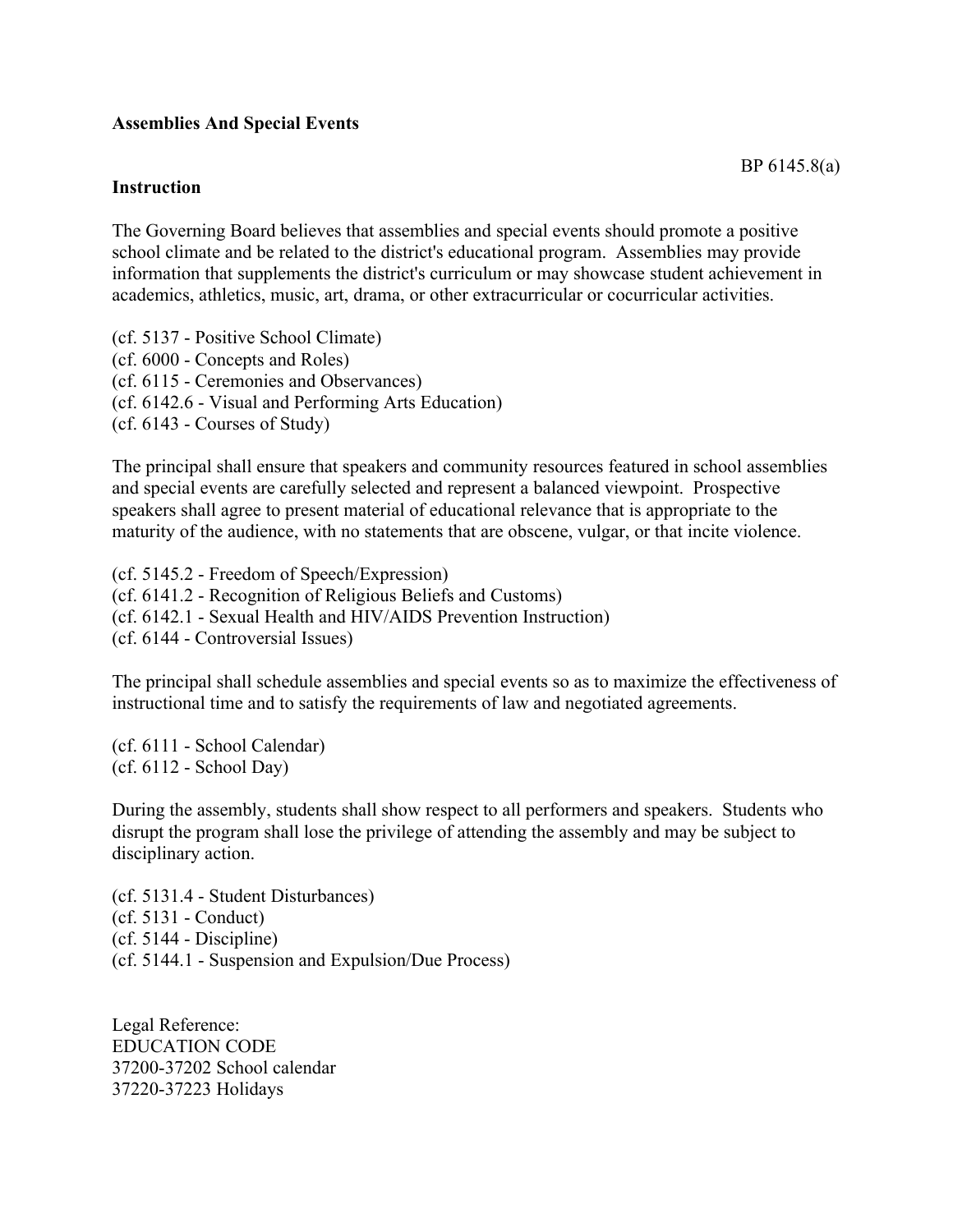**Assemblies And Special Events**

BP 6145.8(a)

**Instruction**

The Governing Board believes that assemblies and special events should promote a positive school climate and be related to the district's educational program. Assemblies may provide information that supplements the district's curriculum or may showcase student achievement in academics, athletics, music, art, drama, or other extracurricular or cocurricular activities.

(cf. 5137 - Positive School Climate)
(cf. 6000 - Concepts and Roles)
(cf. 6115 - Ceremonies and Observances)
(cf. 6142.6 - Visual and Performing Arts Education)
(cf. 6143 - Courses of Study)

The principal shall ensure that speakers and community resources featured in school assemblies and special events are carefully selected and represent a balanced viewpoint. Prospective speakers shall agree to present material of educational relevance that is appropriate to the maturity of the audience, with no statements that are obscene, vulgar, or that incite violence.

(cf. 5145.2 - Freedom of Speech/Expression)
(cf. 6141.2 - Recognition of Religious Beliefs and Customs)
(cf. 6142.1 - Sexual Health and HIV/AIDS Prevention Instruction)
(cf. 6144 - Controversial Issues)

The principal shall schedule assemblies and special events so as to maximize the effectiveness of instructional time and to satisfy the requirements of law and negotiated agreements.

(cf. 6111 - School Calendar)
(cf. 6112 - School Day)

During the assembly, students shall show respect to all performers and speakers. Students who disrupt the program shall lose the privilege of attending the assembly and may be subject to disciplinary action.

(cf. 5131.4 - Student Disturbances)
(cf. 5131 - Conduct)
(cf. 5144 - Discipline)
(cf. 5144.1 - Suspension and Expulsion/Due Process)

Legal Reference:
EDUCATION CODE
37200-37202 School calendar
37220-37223 Holidays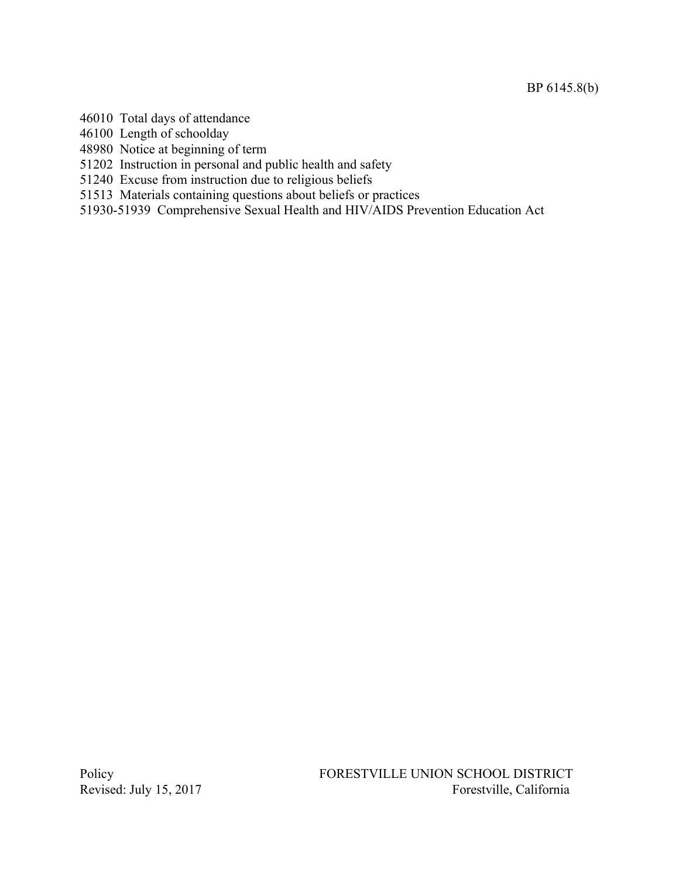46010 Total days of attendance
46100 Length of schoolday
48980 Notice at beginning of term
51202 Instruction in personal and public health and safety
51240 Excuse from instruction due to religious beliefs
51513 Materials containing questions about beliefs or practices
51930-51939 Comprehensive Sexual Health and HIV/AIDS Prevention Education Act

Policy
Revised: July 15, 2017

FORESTVILLE UNION SCHOOL DISTRICT
Forestville, California